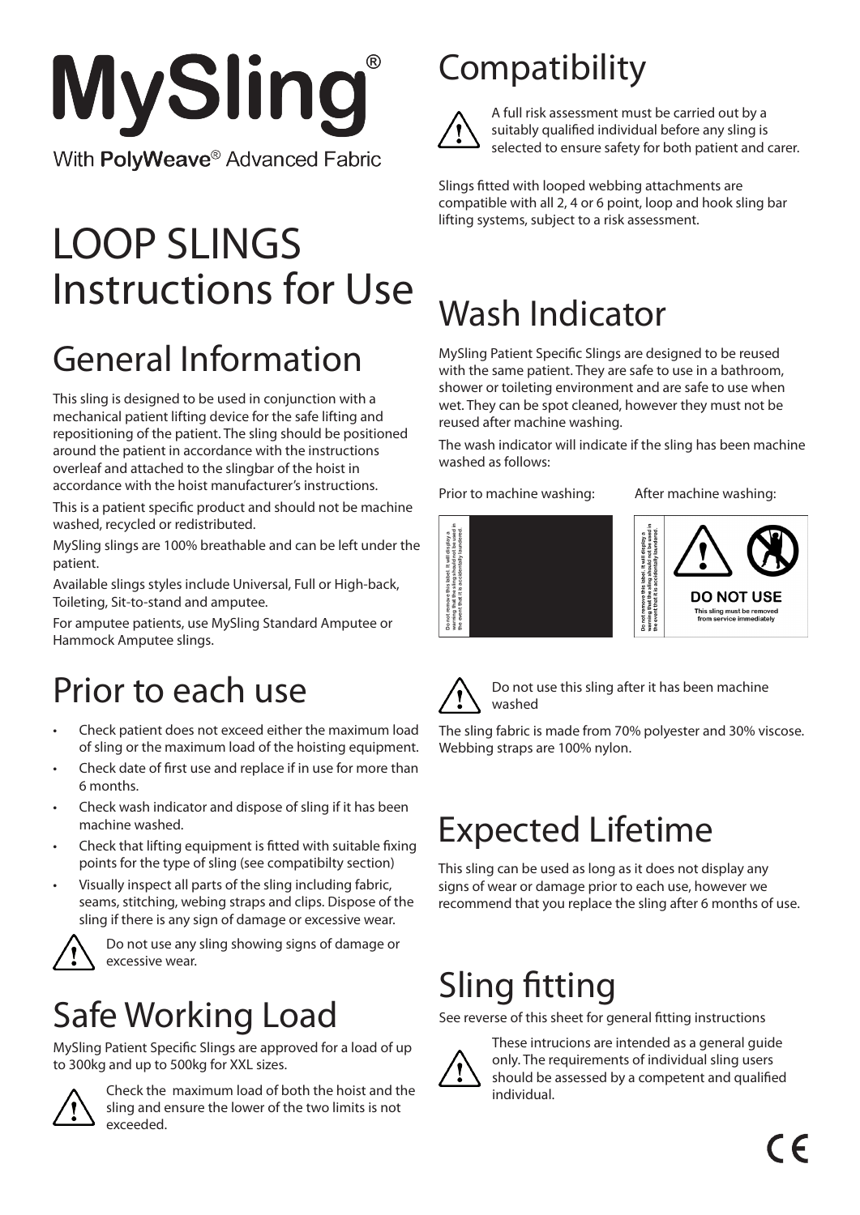# MySling®

With **PolyWeave**® Advanced Fabric

# LOOP SLINGS Instructions for Use

## General Information

This sling is designed to be used in conjunction with a mechanical patient lifting device for the safe lifting and repositioning of the patient. The sling should be positioned around the patient in accordance with the instructions overleaf and attached to the slingbar of the hoist in accordance with the hoist manufacturer's instructions.

This is a patient specific product and should not be machine washed, recycled or redistributed.

MySling slings are 100% breathable and can be left under the patient.

Available slings styles include Universal, Full or High-back, Toileting, Sit-to-stand and amputee.

For amputee patients, use MySling Standard Amputee or Hammock Amputee slings.

## Prior to each use

- Check patient does not exceed either the maximum load of sling or the maximum load of the hoisting equipment.
- Check date of first use and replace if in use for more than 6 months.
- Check wash indicator and dispose of sling if it has been machine washed.
- Check that lifting equipment is fitted with suitable fixing points for the type of sling (see compatibilty section)
- Visually inspect all parts of the sling including fabric, seams, stitching, webing straps and clips. Dispose of the sling if there is any sign of damage or excessive wear.

⚠ Do not use any sling showing signs of damage or excessive wear.

## Safe Working Load

MySling Patient Specific Slings are approved for a load of up to 300kg and up to 500kg for XXL sizes.

⚠ Check the maximum load of both the hoist and the sling and ensure the lower of the two limits is not exceeded.

## Compatibility

⚠ A full risk assessment must be carried out by a suitably qualified individual before any sling is selected to ensure safety for both patient and carer.

Slings fitted with looped webbing attachments are compatible with all 2, 4 or 6 point, loop and hook sling bar lifting systems, subject to a risk assessment.

## Wash Indicator

MySling Patient Specific Slings are designed to be reused with the same patient. They are safe to use in a bathroom, shower or toileting environment and are safe to use when wet. They can be spot cleaned, however they must not be reused after machine washing.

The wash indicator will indicate if the sling has been machine washed as follows:

Prior to machine washing:

Do not remove this label. It will display a warning that the sling should not be used in the event that it is accidentally laundered.

After machine washing:

Do not remove this label. It will display a warning that the sling should not be used in the event that it is accidentally laundered.

**DO NOT USE**

This sling must be removed from service immediately

⚠ Do not use this sling after it has been machine washed

The sling fabric is made from 70% polyester and 30% viscose. Webbing straps are 100% nylon.

## Expected Lifetime

This sling can be used as long as it does not display any signs of wear or damage prior to each use, however we recommend that you replace the sling after 6 months of use.

## Sling fitting

See reverse of this sheet for general fitting instructions

⚠ These intrucions are intended as a general guide only. The requirements of individual sling users should be assessed by a competent and qualified individual.

CE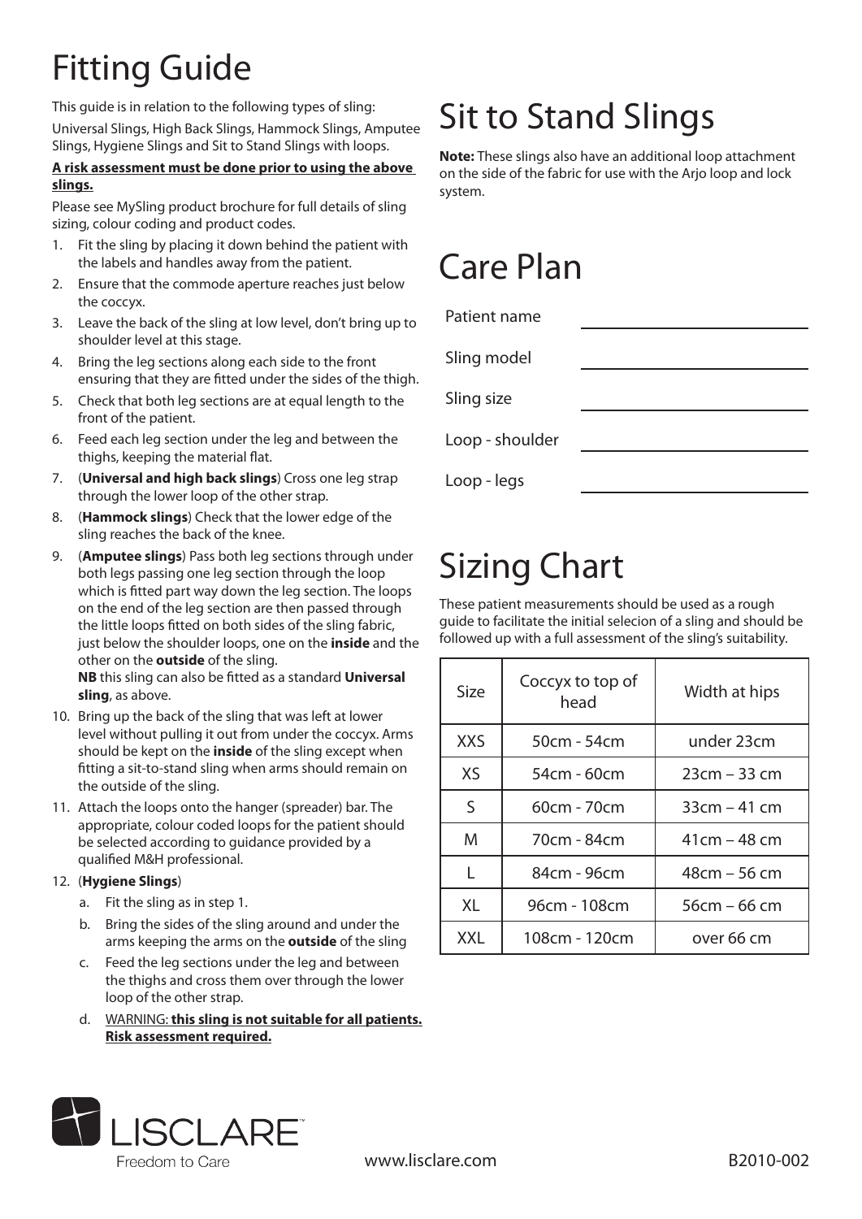# Fitting Guide

This guide is in relation to the following types of sling:

Universal Slings, High Back Slings, Hammock Slings, Amputee Slings, Hygiene Slings and Sit to Stand Slings with loops.

**A risk assessment must be done prior to using the above slings.**

Please see MySling product brochure for full details of sling sizing, colour coding and product codes.

1. Fit the sling by placing it down behind the patient with the labels and handles away from the patient.
2. Ensure that the commode aperture reaches just below the coccyx.
3. Leave the back of the sling at low level, don't bring up to shoulder level at this stage.
4. Bring the leg sections along each side to the front ensuring that they are fitted under the sides of the thigh.
5. Check that both leg sections are at equal length to the front of the patient.
6. Feed each leg section under the leg and between the thighs, keeping the material flat.
7. (**Universal and high back slings**) Cross one leg strap through the lower loop of the other strap.
8. (**Hammock slings**) Check that the lower edge of the sling reaches the back of the knee.
9. (**Amputee slings**) Pass both leg sections through under both legs passing one leg section through the loop which is fitted part way down the leg section. The loops on the end of the leg section are then passed through the little loops fitted on both sides of the sling fabric, just below the shoulder loops, one on the **inside** and the other on the **outside** of the sling.
   **NB** this sling can also be fitted as a standard **Universal sling**, as above.
10. Bring up the back of the sling that was left at lower level without pulling it out from under the coccyx. Arms should be kept on the **inside** of the sling except when fitting a sit-to-stand sling when arms should remain on the outside of the sling.
11. Attach the loops onto the hanger (spreader) bar. The appropriate, colour coded loops for the patient should be selected according to guidance provided by a qualified M&H professional.
12. (**Hygiene Slings**)
    a. Fit the sling as in step 1.
    b. Bring the sides of the sling around and under the arms keeping the arms on the **outside** of the sling
    c. Feed the leg sections under the leg and between the thighs and cross them over through the lower loop of the other strap.
    d. WARNING: **this sling is not suitable for all patients. Risk assessment required.**

# Sit to Stand Slings

**Note:** These slings also have an additional loop attachment on the side of the fabric for use with the Arjo loop and lock system.

# Care Plan

Patient name ____________________

Sling model ____________________

Sling size ____________________

Loop - shoulder ____________________

Loop - legs ____________________

# Sizing Chart

These patient measurements should be used as a rough guide to facilitate the initial selecion of a sling and should be followed up with a full assessment of the sling's suitability.

| Size | Coccyx to top of head | Width at hips |
|---|---|---|
| XXS | 50cm - 54cm | under 23cm |
| XS | 54cm - 60cm | 23cm – 33 cm |
| S | 60cm - 70cm | 33cm – 41 cm |
| M | 70cm - 84cm | 41cm – 48 cm |
| L | 84cm - 96cm | 48cm – 56 cm |
| XL | 96cm - 108cm | 56cm – 66 cm |
| XXL | 108cm - 120cm | over 66 cm |

LISCLARE™ Freedom to Care

www.lisclare.com

B2010-002